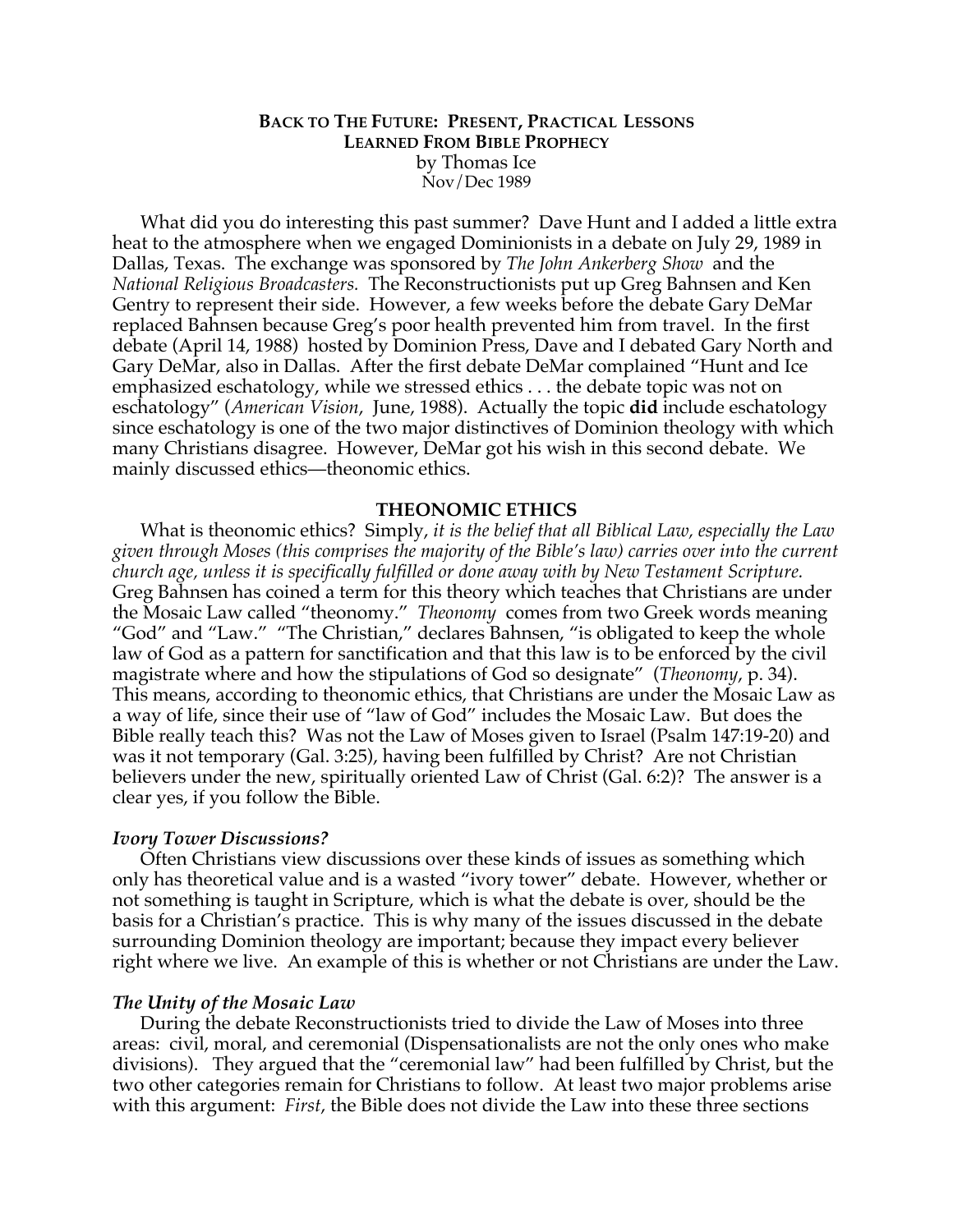# Back to The Future: Present, Practical Lessons Learned From Bible Prophecy

by Thomas Ice

Nov/Dec 1989

What did you do interesting this past summer? Dave Hunt and I added a little extra heat to the atmosphere when we engaged Dominionists in a debate on July 29, 1989 in Dallas, Texas. The exchange was sponsored by *The John Ankerberg Show* and the *National Religious Broadcasters.* The Reconstructionists put up Greg Bahnsen and Ken Gentry to represent their side. However, a few weeks before the debate Gary DeMar replaced Bahnsen because Greg's poor health prevented him from travel. In the first debate (April 14, 1988) hosted by Dominion Press, Dave and I debated Gary North and Gary DeMar, also in Dallas. After the first debate DeMar complained "Hunt and Ice emphasized eschatology, while we stressed ethics . . . the debate topic was not on eschatology" (*American Vision*, June, 1988). Actually the topic **did** include eschatology since eschatology is one of the two major distinctives of Dominion theology with which many Christians disagree. However, DeMar got his wish in this second debate. We mainly discussed ethics—theonomic ethics.

## THEONOMIC ETHICS

What is theonomic ethics? Simply, *it is the belief that all Biblical Law, especially the Law given through Moses (this comprises the majority of the Bible's law) carries over into the current church age, unless it is specifically fulfilled or done away with by New Testament Scripture.* Greg Bahnsen has coined a term for this theory which teaches that Christians are under the Mosaic Law called "theonomy." *Theonomy* comes from two Greek words meaning "God" and "Law." "The Christian," declares Bahnsen, "is obligated to keep the whole law of God as a pattern for sanctification and that this law is to be enforced by the civil magistrate where and how the stipulations of God so designate" (*Theonomy*, p. 34). This means, according to theonomic ethics, that Christians are under the Mosaic Law as a way of life, since their use of "law of God" includes the Mosaic Law. But does the Bible really teach this? Was not the Law of Moses given to Israel (Psalm 147:19-20) and was it not temporary (Gal. 3:25), having been fulfilled by Christ? Are not Christian believers under the new, spiritually oriented Law of Christ (Gal. 6:2)? The answer is a clear yes, if you follow the Bible.

### *Ivory Tower Discussions?*

Often Christians view discussions over these kinds of issues as something which only has theoretical value and is a wasted "ivory tower" debate. However, whether or not something is taught in Scripture, which is what the debate is over, should be the basis for a Christian's practice. This is why many of the issues discussed in the debate surrounding Dominion theology are important; because they impact every believer right where we live. An example of this is whether or not Christians are under the Law.

### *The Unity of the Mosaic Law*

During the debate Reconstructionists tried to divide the Law of Moses into three areas: civil, moral, and ceremonial (Dispensationalists are not the only ones who make divisions). They argued that the "ceremonial law" had been fulfilled by Christ, but the two other categories remain for Christians to follow. At least two major problems arise with this argument: *First*, the Bible does not divide the Law into these three sections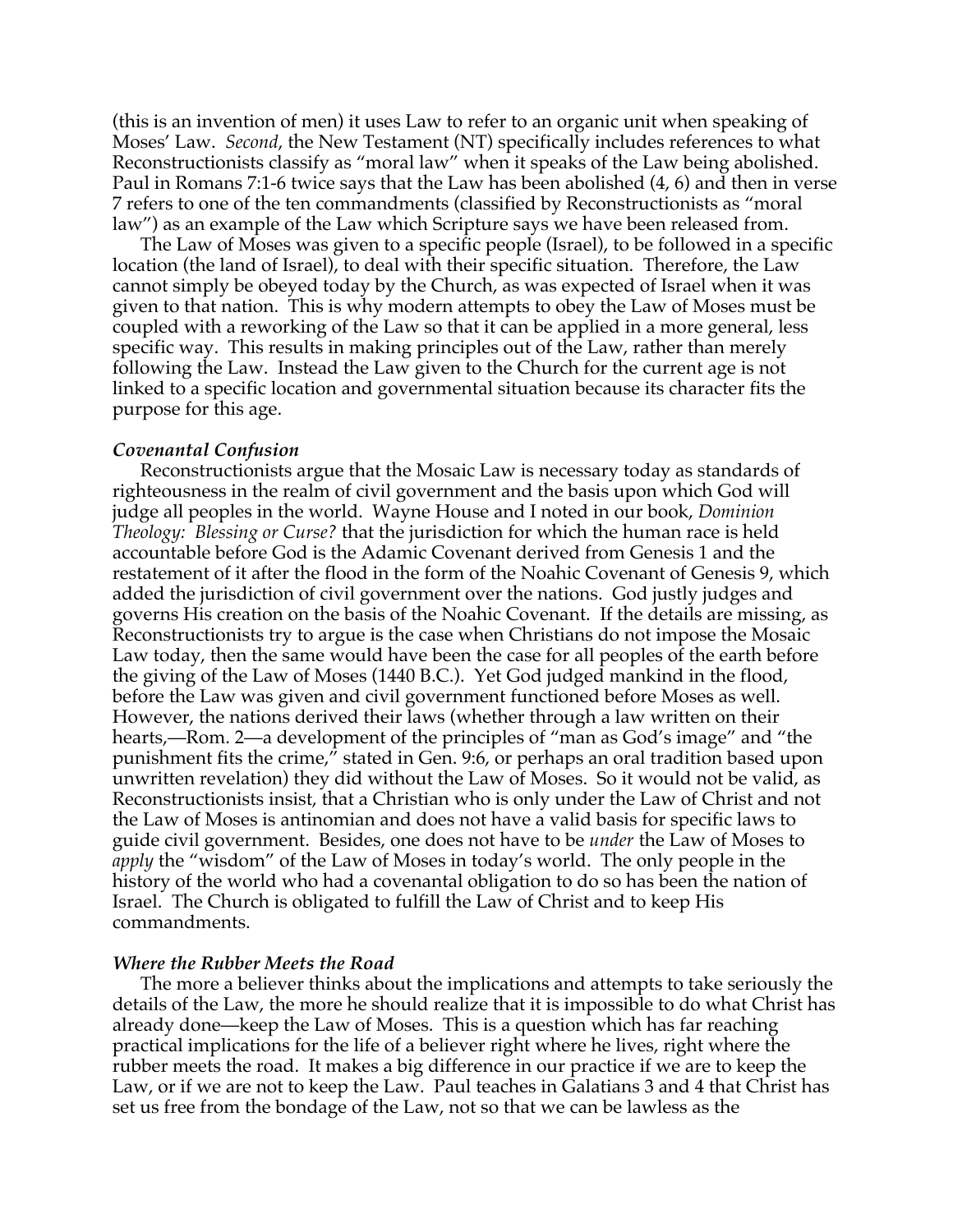(this is an invention of men) it uses Law to refer to an organic unit when speaking of Moses' Law. *Second*, the New Testament (NT) specifically includes references to what Reconstructionists classify as "moral law" when it speaks of the Law being abolished. Paul in Romans 7:1-6 twice says that the Law has been abolished (4, 6) and then in verse 7 refers to one of the ten commandments (classified by Reconstructionists as "moral law") as an example of the Law which Scripture says we have been released from.

The Law of Moses was given to a specific people (Israel), to be followed in a specific location (the land of Israel), to deal with their specific situation. Therefore, the Law cannot simply be obeyed today by the Church, as was expected of Israel when it was given to that nation. This is why modern attempts to obey the Law of Moses must be coupled with a reworking of the Law so that it can be applied in a more general, less specific way. This results in making principles out of the Law, rather than merely following the Law. Instead the Law given to the Church for the current age is not linked to a specific location and governmental situation because its character fits the purpose for this age.

### *Covenantal Confusion*

Reconstructionists argue that the Mosaic Law is necessary today as standards of righteousness in the realm of civil government and the basis upon which God will judge all peoples in the world. Wayne House and I noted in our book, *Dominion Theology: Blessing or Curse?* that the jurisdiction for which the human race is held accountable before God is the Adamic Covenant derived from Genesis 1 and the restatement of it after the flood in the form of the Noahic Covenant of Genesis 9, which added the jurisdiction of civil government over the nations. God justly judges and governs His creation on the basis of the Noahic Covenant. If the details are missing, as Reconstructionists try to argue is the case when Christians do not impose the Mosaic Law today, then the same would have been the case for all peoples of the earth before the giving of the Law of Moses (1440 B.C.). Yet God judged mankind in the flood, before the Law was given and civil government functioned before Moses as well. However, the nations derived their laws (whether through a law written on their hearts,—Rom. 2—a development of the principles of "man as God's image" and "the punishment fits the crime," stated in Gen. 9:6, or perhaps an oral tradition based upon unwritten revelation) they did without the Law of Moses. So it would not be valid, as Reconstructionists insist, that a Christian who is only under the Law of Christ and not the Law of Moses is antinomian and does not have a valid basis for specific laws to guide civil government. Besides, one does not have to be *under* the Law of Moses to *apply* the "wisdom" of the Law of Moses in today's world. The only people in the history of the world who had a covenantal obligation to do so has been the nation of Israel. The Church is obligated to fulfill the Law of Christ and to keep His commandments.

### *Where the Rubber Meets the Road*

The more a believer thinks about the implications and attempts to take seriously the details of the Law, the more he should realize that it is impossible to do what Christ has already done—keep the Law of Moses. This is a question which has far reaching practical implications for the life of a believer right where he lives, right where the rubber meets the road. It makes a big difference in our practice if we are to keep the Law, or if we are not to keep the Law. Paul teaches in Galatians 3 and 4 that Christ has set us free from the bondage of the Law, not so that we can be lawless as the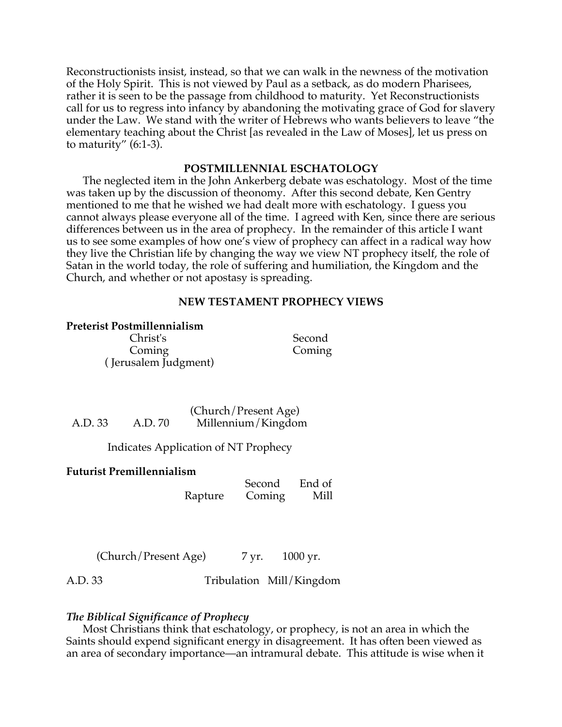Reconstructionists insist, instead, so that we can walk in the newness of the motivation of the Holy Spirit. This is not viewed by Paul as a setback, as do modern Pharisees, rather it is seen to be the passage from childhood to maturity. Yet Reconstructionists call for us to regress into infancy by abandoning the motivating grace of God for slavery under the Law. We stand with the writer of Hebrews who wants believers to leave "the elementary teaching about the Christ [as revealed in the Law of Moses], let us press on to maturity" (6:1-3).

## POSTMILLENNIAL ESCHATOLOGY

The neglected item in the John Ankerberg debate was eschatology. Most of the time was taken up by the discussion of theonomy. After this second debate, Ken Gentry mentioned to me that he wished we had dealt more with eschatology. I guess you cannot always please everyone all of the time. I agreed with Ken, since there are serious differences between us in the area of prophecy. In the remainder of this article I want us to see some examples of how one's view of prophecy can affect in a radical way how they live the Christian life by changing the way we view NT prophecy itself, the role of Satan in the world today, the role of suffering and humiliation, the Kingdom and the Church, and whether or not apostasy is spreading.

## NEW TESTAMENT PROPHECY VIEWS

**Preterist Postmillennialism**

Christ's Coming (Jerusalem Judgment) — Second Coming

A.D. 33 — A.D. 70 — (Church/Present Age) Millennium/Kingdom

Indicates Application of NT Prophecy

**Futurist Premillennialism**

Rapture — Second Coming — End of Mill

A.D. 33 — (Church/Present Age) — 7 yr. Tribulation — 1000 yr. Mill/Kingdom

### *The Biblical Significance of Prophecy*

Most Christians think that eschatology, or prophecy, is not an area in which the Saints should expend significant energy in disagreement. It has often been viewed as an area of secondary importance—an intramural debate. This attitude is wise when it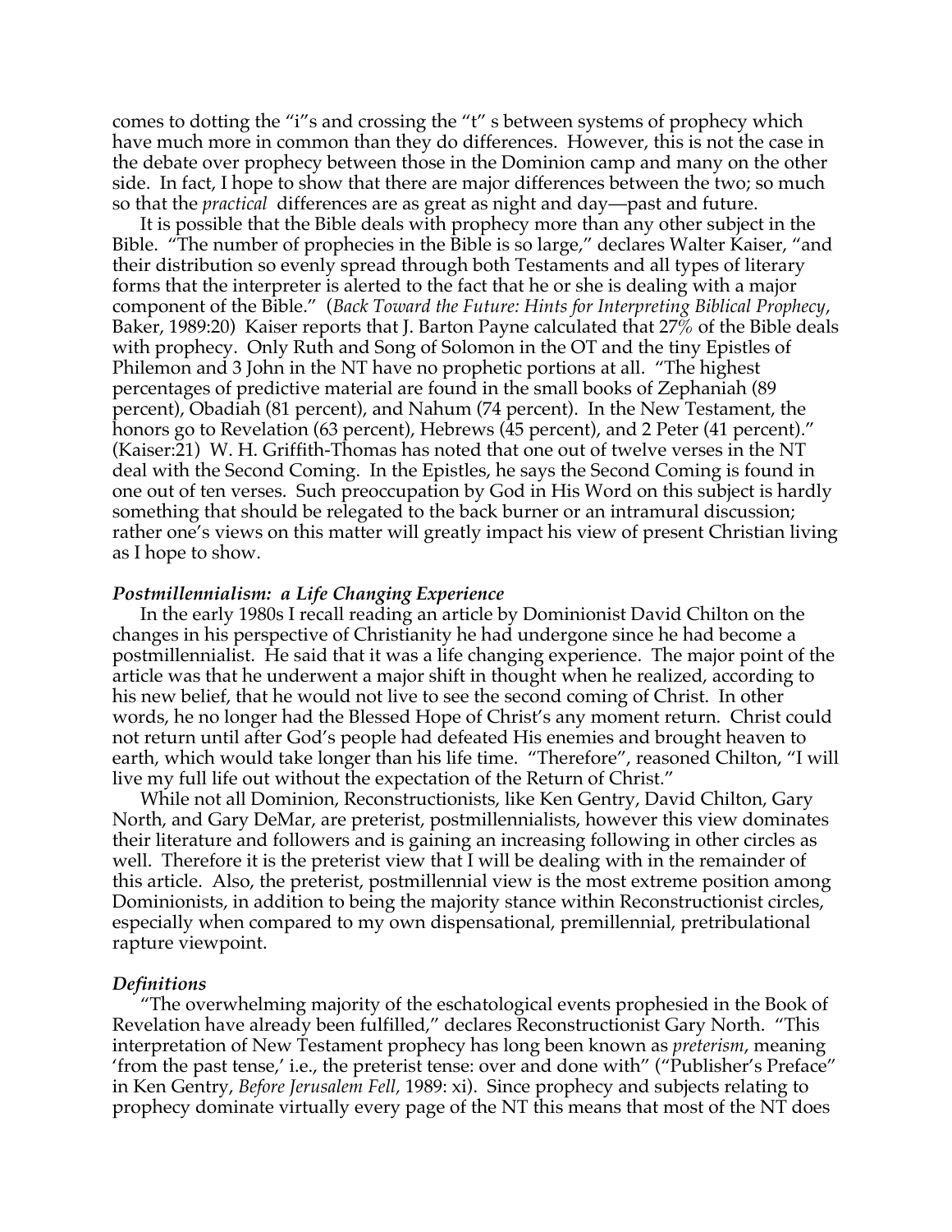comes to dotting the "i"s and crossing the "t" s between systems of prophecy which have much more in common than they do differences. However, this is not the case in the debate over prophecy between those in the Dominion camp and many on the other side. In fact, I hope to show that there are major differences between the two; so much so that the *practical* differences are as great as night and day—past and future.

It is possible that the Bible deals with prophecy more than any other subject in the Bible. "The number of prophecies in the Bible is so large," declares Walter Kaiser, "and their distribution so evenly spread through both Testaments and all types of literary forms that the interpreter is alerted to the fact that he or she is dealing with a major component of the Bible." (*Back Toward the Future: Hints for Interpreting Biblical Prophecy*, Baker, 1989:20) Kaiser reports that J. Barton Payne calculated that 27% of the Bible deals with prophecy. Only Ruth and Song of Solomon in the OT and the tiny Epistles of Philemon and 3 John in the NT have no prophetic portions at all. "The highest percentages of predictive material are found in the small books of Zephaniah (89 percent), Obadiah (81 percent), and Nahum (74 percent). In the New Testament, the honors go to Revelation (63 percent), Hebrews (45 percent), and 2 Peter (41 percent)." (Kaiser:21) W. H. Griffith-Thomas has noted that one out of twelve verses in the NT deal with the Second Coming. In the Epistles, he says the Second Coming is found in one out of ten verses. Such preoccupation by God in His Word on this subject is hardly something that should be relegated to the back burner or an intramural discussion; rather one's views on this matter will greatly impact his view of present Christian living as I hope to show.

### *Postmillennialism: a Life Changing Experience*

In the early 1980s I recall reading an article by Dominionist David Chilton on the changes in his perspective of Christianity he had undergone since he had become a postmillennialist. He said that it was a life changing experience. The major point of the article was that he underwent a major shift in thought when he realized, according to his new belief, that he would not live to see the second coming of Christ. In other words, he no longer had the Blessed Hope of Christ's any moment return. Christ could not return until after God's people had defeated His enemies and brought heaven to earth, which would take longer than his life time. "Therefore", reasoned Chilton, "I will live my full life out without the expectation of the Return of Christ."

While not all Dominion, Reconstructionists, like Ken Gentry, David Chilton, Gary North, and Gary DeMar, are preterist, postmillennialists, however this view dominates their literature and followers and is gaining an increasing following in other circles as well. Therefore it is the preterist view that I will be dealing with in the remainder of this article. Also, the preterist, postmillennial view is the most extreme position among Dominionists, in addition to being the majority stance within Reconstructionist circles, especially when compared to my own dispensational, premillennial, pretribulational rapture viewpoint.

### *Definitions*

"The overwhelming majority of the eschatological events prophesied in the Book of Revelation have already been fulfilled," declares Reconstructionist Gary North. "This interpretation of New Testament prophecy has long been known as *preterism*, meaning 'from the past tense,' i.e., the preterist tense: over and done with" ("Publisher's Preface" in Ken Gentry, *Before Jerusalem Fell*, 1989: xi). Since prophecy and subjects relating to prophecy dominate virtually every page of the NT this means that most of the NT does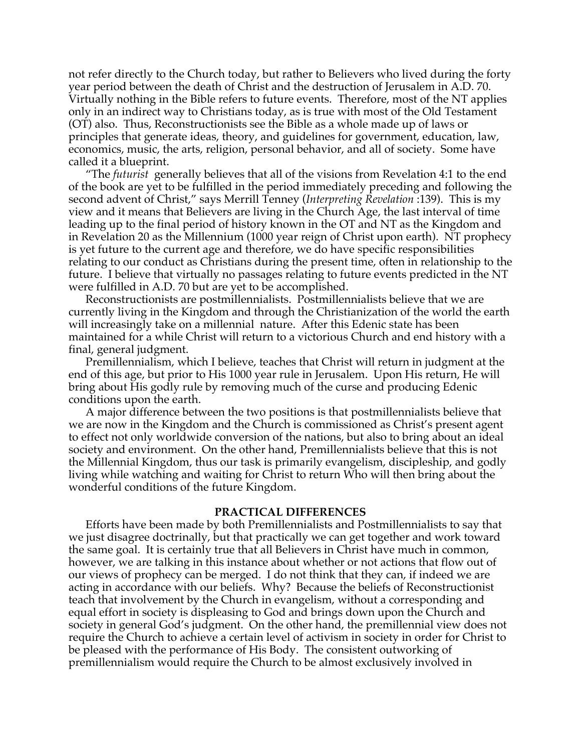not refer directly to the Church today, but rather to Believers who lived during the forty year period between the death of Christ and the destruction of Jerusalem in A.D. 70. Virtually nothing in the Bible refers to future events. Therefore, most of the NT applies only in an indirect way to Christians today, as is true with most of the Old Testament (OT) also. Thus, Reconstructionists see the Bible as a whole made up of laws or principles that generate ideas, theory, and guidelines for government, education, law, economics, music, the arts, religion, personal behavior, and all of society. Some have called it a blueprint.

"The *futurist* generally believes that all of the visions from Revelation 4:1 to the end of the book are yet to be fulfilled in the period immediately preceding and following the second advent of Christ," says Merrill Tenney (*Interpreting Revelation* :139). This is my view and it means that Believers are living in the Church Age, the last interval of time leading up to the final period of history known in the OT and NT as the Kingdom and in Revelation 20 as the Millennium (1000 year reign of Christ upon earth). NT prophecy is yet future to the current age and therefore, we do have specific responsibilities relating to our conduct as Christians during the present time, often in relationship to the future. I believe that virtually no passages relating to future events predicted in the NT were fulfilled in A.D. 70 but are yet to be accomplished.

Reconstructionists are postmillennialists. Postmillennialists believe that we are currently living in the Kingdom and through the Christianization of the world the earth will increasingly take on a millennial nature. After this Edenic state has been maintained for a while Christ will return to a victorious Church and end history with a final, general judgment.

Premillennialism, which I believe, teaches that Christ will return in judgment at the end of this age, but prior to His 1000 year rule in Jerusalem. Upon His return, He will bring about His godly rule by removing much of the curse and producing Edenic conditions upon the earth.

A major difference between the two positions is that postmillennialists believe that we are now in the Kingdom and the Church is commissioned as Christ's present agent to effect not only worldwide conversion of the nations, but also to bring about an ideal society and environment. On the other hand, Premillennialists believe that this is not the Millennial Kingdom, thus our task is primarily evangelism, discipleship, and godly living while watching and waiting for Christ to return Who will then bring about the wonderful conditions of the future Kingdom.

## PRACTICAL DIFFERENCES

Efforts have been made by both Premillennialists and Postmillennialists to say that we just disagree doctrinally, but that practically we can get together and work toward the same goal. It is certainly true that all Believers in Christ have much in common, however, we are talking in this instance about whether or not actions that flow out of our views of prophecy can be merged. I do not think that they can, if indeed we are acting in accordance with our beliefs. Why? Because the beliefs of Reconstructionist teach that involvement by the Church in evangelism, without a corresponding and equal effort in society is displeasing to God and brings down upon the Church and society in general God's judgment. On the other hand, the premillennial view does not require the Church to achieve a certain level of activism in society in order for Christ to be pleased with the performance of His Body. The consistent outworking of premillennialism would require the Church to be almost exclusively involved in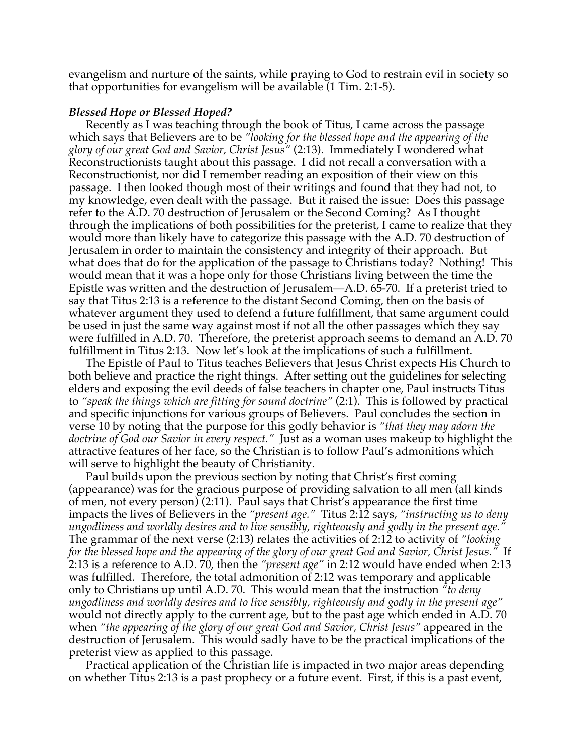evangelism and nurture of the saints, while praying to God to restrain evil in society so that opportunities for evangelism will be available (1 Tim. 2:1-5).

### *Blessed Hope or Blessed Hoped?*

Recently as I was teaching through the book of Titus, I came across the passage which says that Believers are to be *"looking for the blessed hope and the appearing of the glory of our great God and Savior, Christ Jesus"* (2:13). Immediately I wondered what Reconstructionists taught about this passage. I did not recall a conversation with a Reconstructionist, nor did I remember reading an exposition of their view on this passage. I then looked though most of their writings and found that they had not, to my knowledge, even dealt with the passage. But it raised the issue: Does this passage refer to the A.D. 70 destruction of Jerusalem or the Second Coming? As I thought through the implications of both possibilities for the preterist, I came to realize that they would more than likely have to categorize this passage with the A.D. 70 destruction of Jerusalem in order to maintain the consistency and integrity of their approach. But what does that do for the application of the passage to Christians today? Nothing! This would mean that it was a hope only for those Christians living between the time the Epistle was written and the destruction of Jerusalem—A.D. 65-70. If a preterist tried to say that Titus 2:13 is a reference to the distant Second Coming, then on the basis of whatever argument they used to defend a future fulfillment, that same argument could be used in just the same way against most if not all the other passages which they say were fulfilled in A.D. 70. Therefore, the preterist approach seems to demand an A.D. 70 fulfillment in Titus 2:13. Now let's look at the implications of such a fulfillment.

The Epistle of Paul to Titus teaches Believers that Jesus Christ expects His Church to both believe and practice the right things. After setting out the guidelines for selecting elders and exposing the evil deeds of false teachers in chapter one, Paul instructs Titus to *"speak the things which are fitting for sound doctrine"* (2:1). This is followed by practical and specific injunctions for various groups of Believers. Paul concludes the section in verse 10 by noting that the purpose for this godly behavior is *"that they may adorn the doctrine of God our Savior in every respect."* Just as a woman uses makeup to highlight the attractive features of her face, so the Christian is to follow Paul's admonitions which will serve to highlight the beauty of Christianity.

Paul builds upon the previous section by noting that Christ's first coming (appearance) was for the gracious purpose of providing salvation to all men (all kinds of men, not every person) (2:11). Paul says that Christ's appearance the first time impacts the lives of Believers in the *"present age."* Titus 2:12 says, *"instructing us to deny ungodliness and worldly desires and to live sensibly, righteously and godly in the present age."* The grammar of the next verse (2:13) relates the activities of 2:12 to activity of *"looking for the blessed hope and the appearing of the glory of our great God and Savior, Christ Jesus."* If 2:13 is a reference to A.D. 70, then the *"present age"* in 2:12 would have ended when 2:13 was fulfilled. Therefore, the total admonition of 2:12 was temporary and applicable only to Christians up until A.D. 70. This would mean that the instruction *"to deny ungodliness and worldly desires and to live sensibly, righteously and godly in the present age"* would not directly apply to the current age, but to the past age which ended in A.D. 70 when *"the appearing of the glory of our great God and Savior, Christ Jesus"* appeared in the destruction of Jerusalem. This would sadly have to be the practical implications of the preterist view as applied to this passage.

Practical application of the Christian life is impacted in two major areas depending on whether Titus 2:13 is a past prophecy or a future event. First, if this is a past event,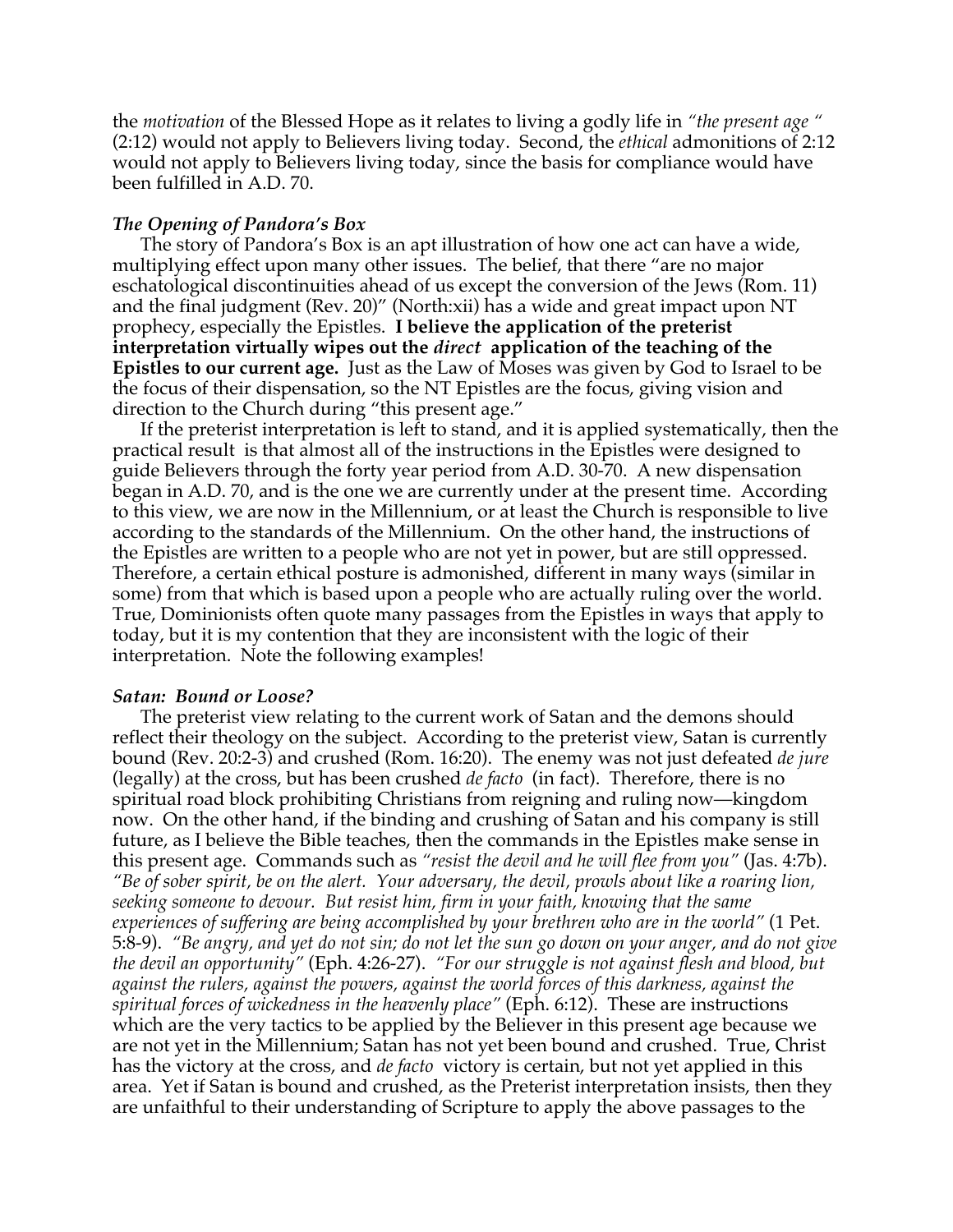the *motivation* of the Blessed Hope as it relates to living a godly life in *"the present age "* (2:12) would not apply to Believers living today. Second, the *ethical* admonitions of 2:12 would not apply to Believers living today, since the basis for compliance would have been fulfilled in A.D. 70.

### *The Opening of Pandora's Box*

The story of Pandora's Box is an apt illustration of how one act can have a wide, multiplying effect upon many other issues. The belief, that there "are no major eschatological discontinuities ahead of us except the conversion of the Jews (Rom. 11) and the final judgment (Rev. 20)" (North:xii) has a wide and great impact upon NT prophecy, especially the Epistles. **I believe the application of the preterist interpretation virtually wipes out the *direct* application of the teaching of the Epistles to our current age.** Just as the Law of Moses was given by God to Israel to be the focus of their dispensation, so the NT Epistles are the focus, giving vision and direction to the Church during "this present age."

If the preterist interpretation is left to stand, and it is applied systematically, then the practical result is that almost all of the instructions in the Epistles were designed to guide Believers through the forty year period from A.D. 30-70. A new dispensation began in A.D. 70, and is the one we are currently under at the present time. According to this view, we are now in the Millennium, or at least the Church is responsible to live according to the standards of the Millennium. On the other hand, the instructions of the Epistles are written to a people who are not yet in power, but are still oppressed. Therefore, a certain ethical posture is admonished, different in many ways (similar in some) from that which is based upon a people who are actually ruling over the world. True, Dominionists often quote many passages from the Epistles in ways that apply to today, but it is my contention that they are inconsistent with the logic of their interpretation. Note the following examples!

### *Satan: Bound or Loose?*

The preterist view relating to the current work of Satan and the demons should reflect their theology on the subject. According to the preterist view, Satan is currently bound (Rev. 20:2-3) and crushed (Rom. 16:20). The enemy was not just defeated *de jure* (legally) at the cross, but has been crushed *de facto* (in fact). Therefore, there is no spiritual road block prohibiting Christians from reigning and ruling now—kingdom now. On the other hand, if the binding and crushing of Satan and his company is still future, as I believe the Bible teaches, then the commands in the Epistles make sense in this present age. Commands such as *"resist the devil and he will flee from you"* (Jas. 4:7b). *"Be of sober spirit, be on the alert. Your adversary, the devil, prowls about like a roaring lion, seeking someone to devour. But resist him, firm in your faith, knowing that the same experiences of suffering are being accomplished by your brethren who are in the world"* (1 Pet. 5:8-9). *"Be angry, and yet do not sin; do not let the sun go down on your anger, and do not give the devil an opportunity"* (Eph. 4:26-27). *"For our struggle is not against flesh and blood, but against the rulers, against the powers, against the world forces of this darkness, against the spiritual forces of wickedness in the heavenly place"* (Eph. 6:12). These are instructions which are the very tactics to be applied by the Believer in this present age because we are not yet in the Millennium; Satan has not yet been bound and crushed. True, Christ has the victory at the cross, and *de facto* victory is certain, but not yet applied in this area. Yet if Satan is bound and crushed, as the Preterist interpretation insists, then they are unfaithful to their understanding of Scripture to apply the above passages to the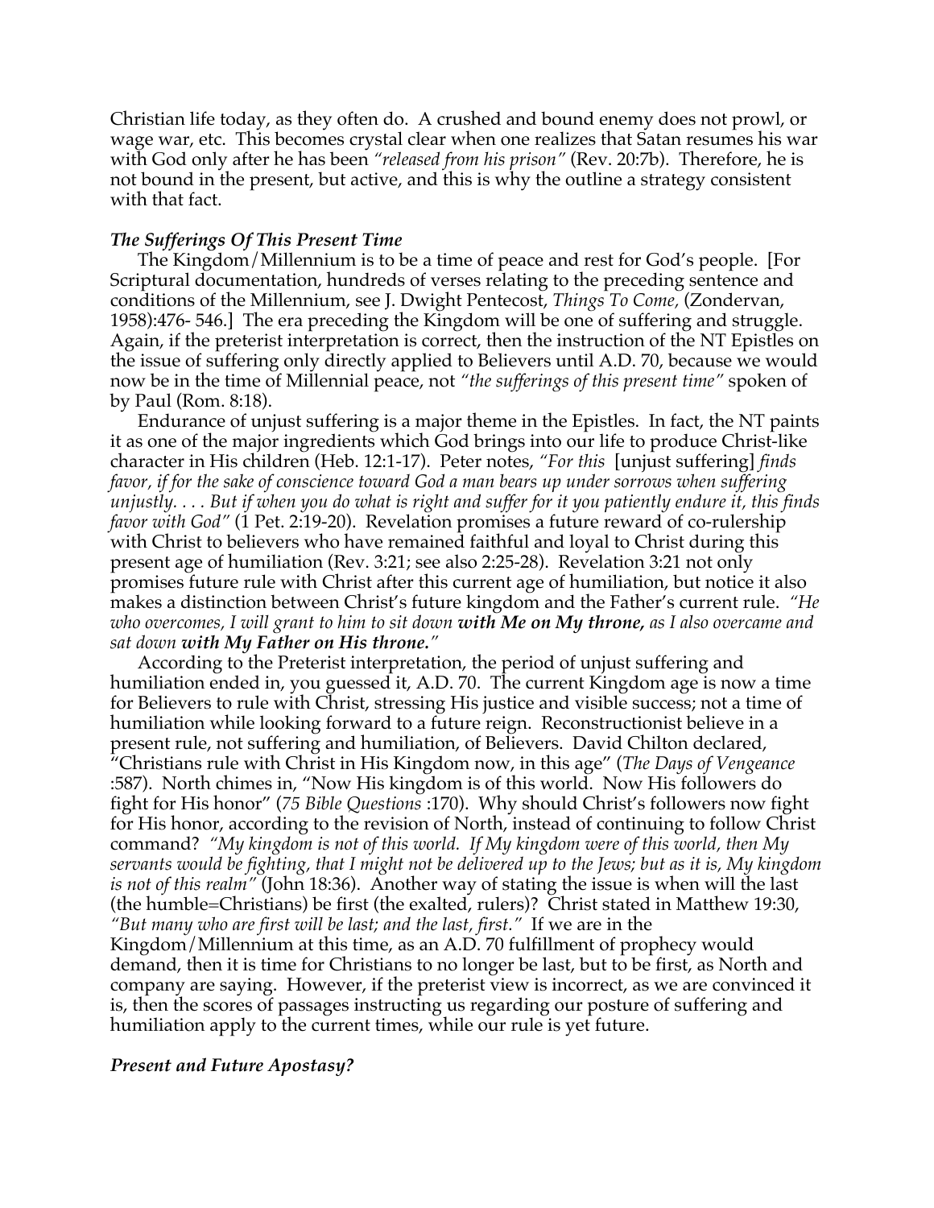Christian life today, as they often do. A crushed and bound enemy does not prowl, or wage war, etc. This becomes crystal clear when one realizes that Satan resumes his war with God only after he has been *"released from his prison"* (Rev. 20:7b). Therefore, he is not bound in the present, but active, and this is why the outline a strategy consistent with that fact.

***The Sufferings Of This Present Time***

The Kingdom/Millennium is to be a time of peace and rest for God's people. [For Scriptural documentation, hundreds of verses relating to the preceding sentence and conditions of the Millennium, see J. Dwight Pentecost, *Things To Come,* (Zondervan, 1958):476- 546.] The era preceding the Kingdom will be one of suffering and struggle. Again, if the preterist interpretation is correct, then the instruction of the NT Epistles on the issue of suffering only directly applied to Believers until A.D. 70, because we would now be in the time of Millennial peace, not *"the sufferings of this present time"* spoken of by Paul (Rom. 8:18).

Endurance of unjust suffering is a major theme in the Epistles. In fact, the NT paints it as one of the major ingredients which God brings into our life to produce Christ-like character in His children (Heb. 12:1-17). Peter notes, *"For this* [unjust suffering] *finds favor, if for the sake of conscience toward God a man bears up under sorrows when suffering unjustly. . . . But if when you do what is right and suffer for it you patiently endure it, this finds favor with God"* (1 Pet. 2:19-20). Revelation promises a future reward of co-rulership with Christ to believers who have remained faithful and loyal to Christ during this present age of humiliation (Rev. 3:21; see also 2:25-28). Revelation 3:21 not only promises future rule with Christ after this current age of humiliation, but notice it also makes a distinction between Christ's future kingdom and the Father's current rule. *"He who overcomes, I will grant to him to sit down **with Me on My throne,** as I also overcame and sat down **with My Father on His throne.**"*

According to the Preterist interpretation, the period of unjust suffering and humiliation ended in, you guessed it, A.D. 70. The current Kingdom age is now a time for Believers to rule with Christ, stressing His justice and visible success; not a time of humiliation while looking forward to a future reign. Reconstructionist believe in a present rule, not suffering and humiliation, of Believers. David Chilton declared, "Christians rule with Christ in His Kingdom now, in this age" (*The Days of Vengeance* :587). North chimes in, "Now His kingdom is of this world. Now His followers do fight for His honor" (*75 Bible Questions* :170). Why should Christ's followers now fight for His honor, according to the revision of North, instead of continuing to follow Christ command? *"My kingdom is not of this world. If My kingdom were of this world, then My servants would be fighting, that I might not be delivered up to the Jews; but as it is, My kingdom is not of this realm"* (John 18:36). Another way of stating the issue is when will the last (the humble=Christians) be first (the exalted, rulers)? Christ stated in Matthew 19:30, *"But many who are first will be last; and the last, first."* If we are in the Kingdom/Millennium at this time, as an A.D. 70 fulfillment of prophecy would demand, then it is time for Christians to no longer be last, but to be first, as North and company are saying. However, if the preterist view is incorrect, as we are convinced it is, then the scores of passages instructing us regarding our posture of suffering and humiliation apply to the current times, while our rule is yet future.

***Present and Future Apostasy?***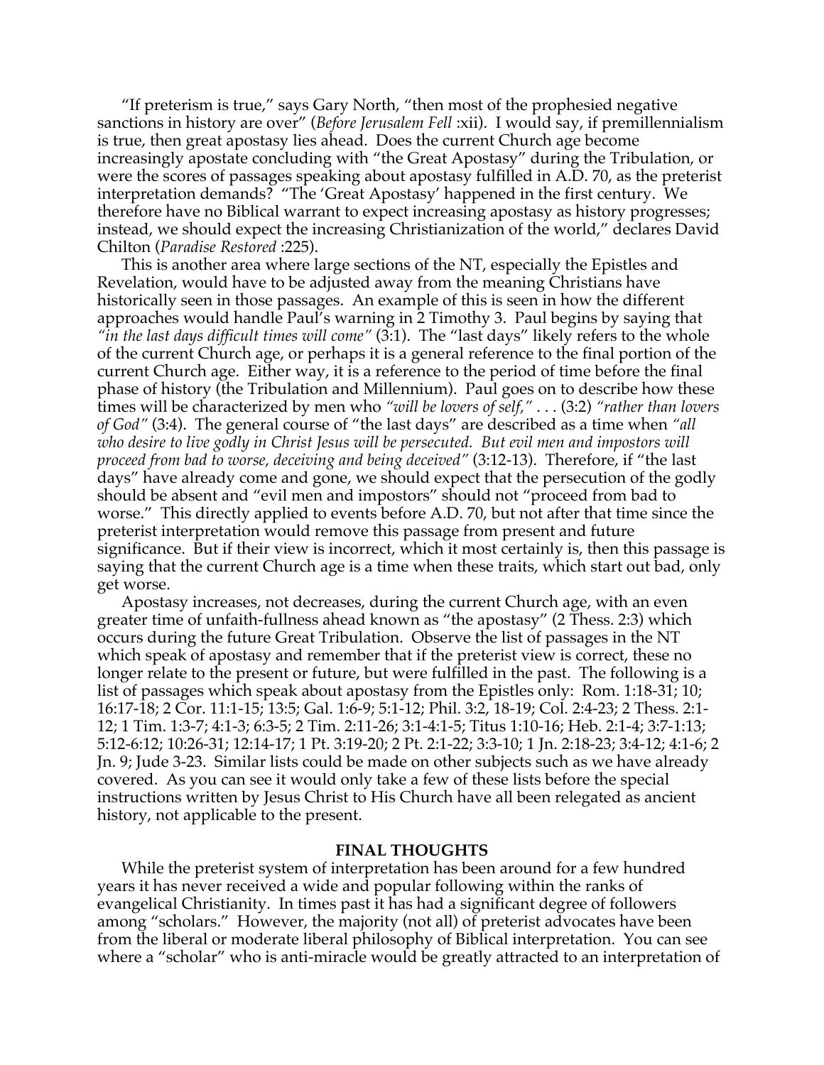"If preterism is true," says Gary North, "then most of the prophesied negative sanctions in history are over" (*Before Jerusalem Fell* :xii). I would say, if premillennialism is true, then great apostasy lies ahead. Does the current Church age become increasingly apostate concluding with "the Great Apostasy" during the Tribulation, or were the scores of passages speaking about apostasy fulfilled in A.D. 70, as the preterist interpretation demands? "The 'Great Apostasy' happened in the first century. We therefore have no Biblical warrant to expect increasing apostasy as history progresses; instead, we should expect the increasing Christianization of the world," declares David Chilton (*Paradise Restored* :225).

This is another area where large sections of the NT, especially the Epistles and Revelation, would have to be adjusted away from the meaning Christians have historically seen in those passages. An example of this is seen in how the different approaches would handle Paul's warning in 2 Timothy 3. Paul begins by saying that *"in the last days difficult times will come"* (3:1). The "last days" likely refers to the whole of the current Church age, or perhaps it is a general reference to the final portion of the current Church age. Either way, it is a reference to the period of time before the final phase of history (the Tribulation and Millennium). Paul goes on to describe how these times will be characterized by men who *"will be lovers of self,"* . . . (3:2) *"rather than lovers of God"* (3:4). The general course of "the last days" are described as a time when *"all who desire to live godly in Christ Jesus will be persecuted. But evil men and impostors will proceed from bad to worse, deceiving and being deceived"* (3:12-13). Therefore, if "the last days" have already come and gone, we should expect that the persecution of the godly should be absent and "evil men and impostors" should not "proceed from bad to worse." This directly applied to events before A.D. 70, but not after that time since the preterist interpretation would remove this passage from present and future significance. But if their view is incorrect, which it most certainly is, then this passage is saying that the current Church age is a time when these traits, which start out bad, only get worse.

Apostasy increases, not decreases, during the current Church age, with an even greater time of unfaith-fullness ahead known as "the apostasy" (2 Thess. 2:3) which occurs during the future Great Tribulation. Observe the list of passages in the NT which speak of apostasy and remember that if the preterist view is correct, these no longer relate to the present or future, but were fulfilled in the past. The following is a list of passages which speak about apostasy from the Epistles only: Rom. 1:18-31; 10; 16:17-18; 2 Cor. 11:1-15; 13:5; Gal. 1:6-9; 5:1-12; Phil. 3:2, 18-19; Col. 2:4-23; 2 Thess. 2:1-12; 1 Tim. 1:3-7; 4:1-3; 6:3-5; 2 Tim. 2:11-26; 3:1-4:1-5; Titus 1:10-16; Heb. 2:1-4; 3:7-1:13; 5:12-6:12; 10:26-31; 12:14-17; 1 Pt. 3:19-20; 2 Pt. 2:1-22; 3:3-10; 1 Jn. 2:18-23; 3:4-12; 4:1-6; 2 Jn. 9; Jude 3-23. Similar lists could be made on other subjects such as we have already covered. As you can see it would only take a few of these lists before the special instructions written by Jesus Christ to His Church have all been relegated as ancient history, not applicable to the present.

## FINAL THOUGHTS

While the preterist system of interpretation has been around for a few hundred years it has never received a wide and popular following within the ranks of evangelical Christianity. In times past it has had a significant degree of followers among "scholars." However, the majority (not all) of preterist advocates have been from the liberal or moderate liberal philosophy of Biblical interpretation. You can see where a "scholar" who is anti-miracle would be greatly attracted to an interpretation of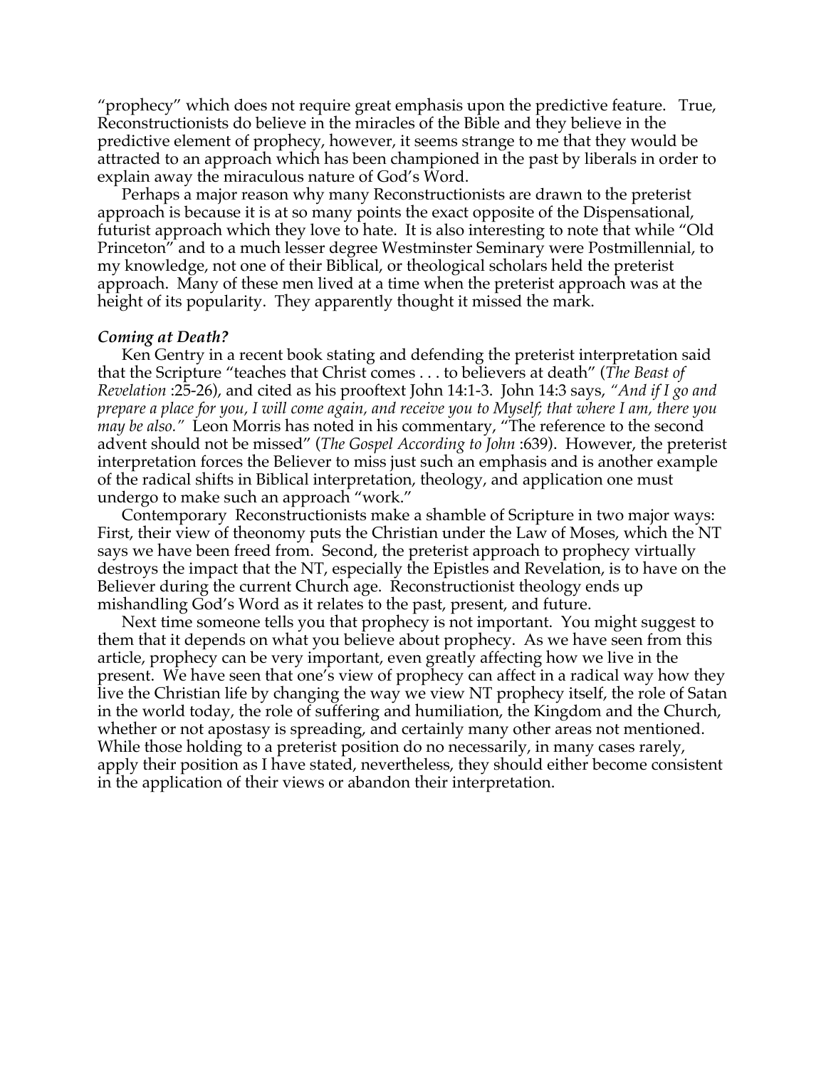"prophecy" which does not require great emphasis upon the predictive feature. True, Reconstructionists do believe in the miracles of the Bible and they believe in the predictive element of prophecy, however, it seems strange to me that they would be attracted to an approach which has been championed in the past by liberals in order to explain away the miraculous nature of God's Word.

Perhaps a major reason why many Reconstructionists are drawn to the preterist approach is because it is at so many points the exact opposite of the Dispensational, futurist approach which they love to hate. It is also interesting to note that while "Old Princeton" and to a much lesser degree Westminster Seminary were Postmillennial, to my knowledge, not one of their Biblical, or theological scholars held the preterist approach. Many of these men lived at a time when the preterist approach was at the height of its popularity. They apparently thought it missed the mark.

***Coming at Death?***

Ken Gentry in a recent book stating and defending the preterist interpretation said that the Scripture "teaches that Christ comes . . . to believers at death" (*The Beast of Revelation* :25-26), and cited as his prooftext John 14:1-3. John 14:3 says, *"And if I go and prepare a place for you, I will come again, and receive you to Myself; that where I am, there you may be also."* Leon Morris has noted in his commentary, "The reference to the second advent should not be missed" (*The Gospel According to John* :639). However, the preterist interpretation forces the Believer to miss just such an emphasis and is another example of the radical shifts in Biblical interpretation, theology, and application one must undergo to make such an approach "work."

Contemporary Reconstructionists make a shamble of Scripture in two major ways: First, their view of theonomy puts the Christian under the Law of Moses, which the NT says we have been freed from. Second, the preterist approach to prophecy virtually destroys the impact that the NT, especially the Epistles and Revelation, is to have on the Believer during the current Church age. Reconstructionist theology ends up mishandling God's Word as it relates to the past, present, and future.

Next time someone tells you that prophecy is not important. You might suggest to them that it depends on what you believe about prophecy. As we have seen from this article, prophecy can be very important, even greatly affecting how we live in the present. We have seen that one's view of prophecy can affect in a radical way how they live the Christian life by changing the way we view NT prophecy itself, the role of Satan in the world today, the role of suffering and humiliation, the Kingdom and the Church, whether or not apostasy is spreading, and certainly many other areas not mentioned. While those holding to a preterist position do no necessarily, in many cases rarely, apply their position as I have stated, nevertheless, they should either become consistent in the application of their views or abandon their interpretation.